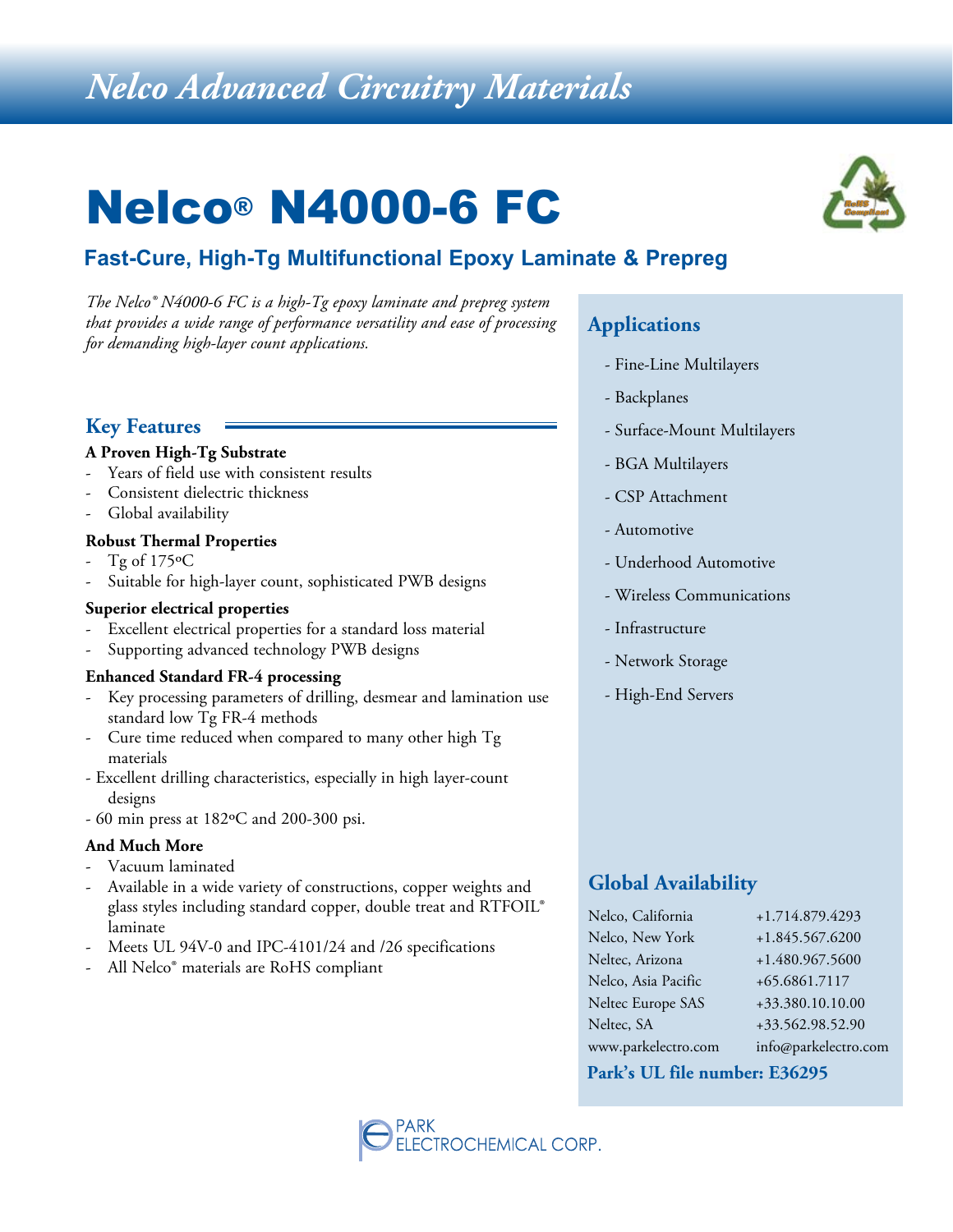# Nelco Advanced Circuitry Materials

# Nelco® N4000-6 FC

## Fast-Cure, High-Tg Multifunctional Epoxy Laminate & Prepreg

*The Nelco® N4000-6 FC is a high-Tg epoxy laminate and prepreg system that provides a wide range of performance versatility and ease of processing for demanding high-layer count applications.*

## Key Features

**A Proven High-Tg Substrate**
- Years of field use with consistent results
- Consistent dielectric thickness
- Global availability

**Robust Thermal Properties**
- Tg of 175ºC
- Suitable for high-layer count, sophisticated PWB designs

**Superior electrical properties**
- Excellent electrical properties for a standard loss material
- Supporting advanced technology PWB designs

**Enhanced Standard FR-4 processing**
- Key processing parameters of drilling, desmear and lamination use standard low Tg FR-4 methods
- Cure time reduced when compared to many other high Tg materials
- Excellent drilling characteristics, especially in high layer-count designs
- 60 min press at 182ºC and 200-300 psi.

**And Much More**
- Vacuum laminated
- Available in a wide variety of constructions, copper weights and glass styles including standard copper, double treat and RTFOIL® laminate
- Meets UL 94V-0 and IPC-4101/24 and /26 specifications
- All Nelco® materials are RoHS compliant

## Applications

- Fine-Line Multilayers
- Backplanes
- Surface-Mount Multilayers
- BGA Multilayers
- CSP Attachment
- Automotive
- Underhood Automotive
- Wireless Communications
- Infrastructure
- Network Storage
- High-End Servers

## Global Availability

| | |
|---|---|
| Nelco, California | +1.714.879.4293 |
| Nelco, New York | +1.845.567.6200 |
| Neltec, Arizona | +1.480.967.5600 |
| Nelco, Asia Pacific | +65.6861.7117 |
| Neltec Europe SAS | +33.380.10.10.00 |
| Neltec, SA | +33.562.98.52.90 |
| www.parkelectro.com | info@parkelectro.com |

**Park's UL file number: E36295**

PARK ELECTROCHEMICAL CORP.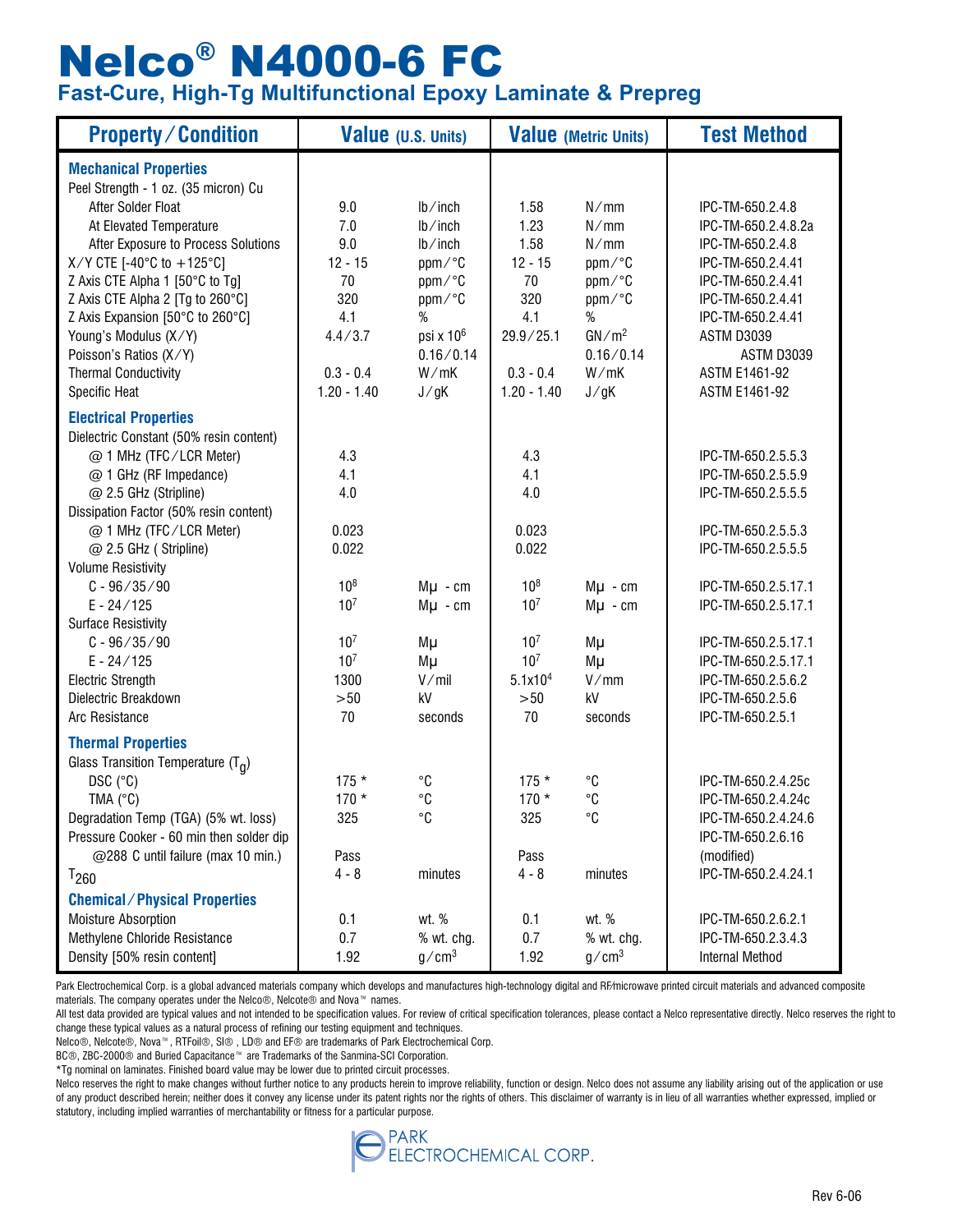# Nelco® N4000-6 FC

## Fast-Cure, High-Tg Multifunctional Epoxy Laminate & Prepreg

| Property / Condition | Value (U.S. Units) | | Value (Metric Units) | | Test Method |
|---|---|---|---|---|---|
| **Mechanical Properties** | | | | | |
| Peel Strength - 1 oz. (35 micron) Cu | | | | | |
| After Solder Float | 9.0 | lb/inch | 1.58 | N/mm | IPC-TM-650.2.4.8 |
| At Elevated Temperature | 7.0 | lb/inch | 1.23 | N/mm | IPC-TM-650.2.4.8.2a |
| After Exposure to Process Solutions | 9.0 | lb/inch | 1.58 | N/mm | IPC-TM-650.2.4.8 |
| X/Y CTE [-40°C to +125°C] | 12 - 15 | ppm/°C | 12 - 15 | ppm/°C | IPC-TM-650.2.4.41 |
| Z Axis CTE Alpha 1 [50°C to Tg] | 70 | ppm/°C | 70 | ppm/°C | IPC-TM-650.2.4.41 |
| Z Axis CTE Alpha 2 [Tg to 260°C] | 320 | ppm/°C | 320 | ppm/°C | IPC-TM-650.2.4.41 |
| Z Axis Expansion [50°C to 260°C] | 4.1 | % | 4.1 | % | IPC-TM-650.2.4.41 |
| Young's Modulus (X/Y) | 4.4/3.7 | psi x $10^6$ | 29.9/25.1 | $GN/m^2$ | ASTM D3039 |
| Poisson's Ratios (X/Y) | | 0.16/0.14 | | 0.16/0.14 | ASTM D3039 |
| Thermal Conductivity | 0.3 - 0.4 | W/mK | 0.3 - 0.4 | W/mK | ASTM E1461-92 |
| Specific Heat | 1.20 - 1.40 | J/gK | 1.20 - 1.40 | J/gK | ASTM E1461-92 |
| **Electrical Properties** | | | | | |
| Dielectric Constant (50% resin content) | | | | | |
| @ 1 MHz (TFC/LCR Meter) | 4.3 | | 4.3 | | IPC-TM-650.2.5.5.3 |
| @ 1 GHz (RF Impedance) | 4.1 | | 4.1 | | IPC-TM-650.2.5.5.9 |
| @ 2.5 GHz (Stripline) | 4.0 | | 4.0 | | IPC-TM-650.2.5.5.5 |
| Dissipation Factor (50% resin content) | | | | | |
| @ 1 MHz (TFC/LCR Meter) | 0.023 | | 0.023 | | IPC-TM-650.2.5.5.3 |
| @ 2.5 GHz ( Stripline) | 0.022 | | 0.022 | | IPC-TM-650.2.5.5.5 |
| Volume Resistivity | | | | | |
| C - 96/35/90 | $10^8$ | Mμ - cm | $10^8$ | Mμ - cm | IPC-TM-650.2.5.17.1 |
| E - 24/125 | $10^7$ | Mμ - cm | $10^7$ | Mμ - cm | IPC-TM-650.2.5.17.1 |
| Surface Resistivity | | | | | |
| C - 96/35/90 | $10^7$ | Mμ | $10^7$ | Mμ | IPC-TM-650.2.5.17.1 |
| E - 24/125 | $10^7$ | Mμ | $10^7$ | Mμ | IPC-TM-650.2.5.17.1 |
| Electric Strength | 1300 | V/mil | $5.1x10^4$ | V/mm | IPC-TM-650.2.5.6.2 |
| Dielectric Breakdown | >50 | kV | >50 | kV | IPC-TM-650.2.5.6 |
| Arc Resistance | 70 | seconds | 70 | seconds | IPC-TM-650.2.5.1 |
| **Thermal Properties** | | | | | |
| Glass Transition Temperature ($T_g$) | | | | | |
| DSC (°C) | 175 * | °C | 175 * | °C | IPC-TM-650.2.4.25c |
| TMA (°C) | 170 * | °C | 170 * | °C | IPC-TM-650.2.4.24c |
| Degradation Temp (TGA) (5% wt. loss) | 325 | °C | 325 | °C | IPC-TM-650.2.4.24.6 |
| Pressure Cooker - 60 min then solder dip | | | | | IPC-TM-650.2.6.16 |
| @288 C until failure (max 10 min.) | Pass | | Pass | | (modified) |
| $T_{260}$ | 4 - 8 | minutes | 4 - 8 | minutes | IPC-TM-650.2.4.24.1 |
| **Chemical/Physical Properties** | | | | | |
| Moisture Absorption | 0.1 | wt. % | 0.1 | wt. % | IPC-TM-650.2.6.2.1 |
| Methylene Chloride Resistance | 0.7 | % wt. chg. | 0.7 | % wt. chg. | IPC-TM-650.2.3.4.3 |
| Density [50% resin content] | 1.92 | $g/cm^3$ | 1.92 | $g/cm^3$ | Internal Method |

Park Electrochemical Corp. is a global advanced materials company which develops and manufactures high-technology digital and RF/microwave printed circuit materials and advanced composite materials. The company operates under the Nelco®, Nelcote® and Nova™ names.

All test data provided are typical values and not intended to be specification values. For review of critical specification tolerances, please contact a Nelco representative directly. Nelco reserves the right to change these typical values as a natural process of refining our testing equipment and techniques.

Nelco®, Nelcote®, Nova™, RTFoil®, SI®, LD® and EF® are trademarks of Park Electrochemical Corp.

BC®, ZBC-2000® and Buried Capacitance™ are Trademarks of the Sanmina-SCI Corporation.

*Tg nominal on laminates. Finished board value may be lower due to printed circuit processes.

Nelco reserves the right to make changes without further notice to any products herein to improve reliability, function or design. Nelco does not assume any liability arising out of the application or use of any product described herein; neither does it convey any license under its patent rights nor the rights of others. This disclaimer of warranty is in lieu of all warranties whether expressed, implied or statutory, including implied warranties of merchantability or fitness for a particular purpose.

PARK ELECTROCHEMICAL CORP.

Rev 6-06